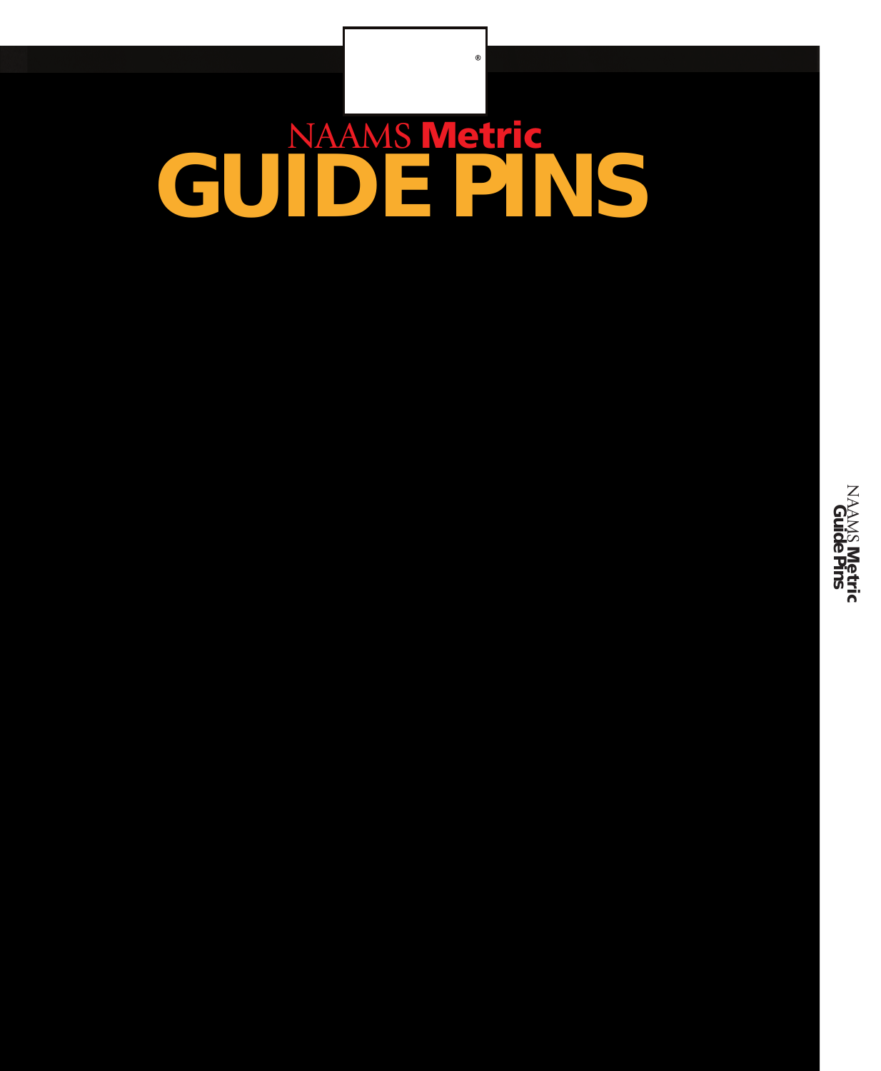# NAAMS **Metric**

# GUIDE PINS

NAAMS **Metric**
**Guide Pins**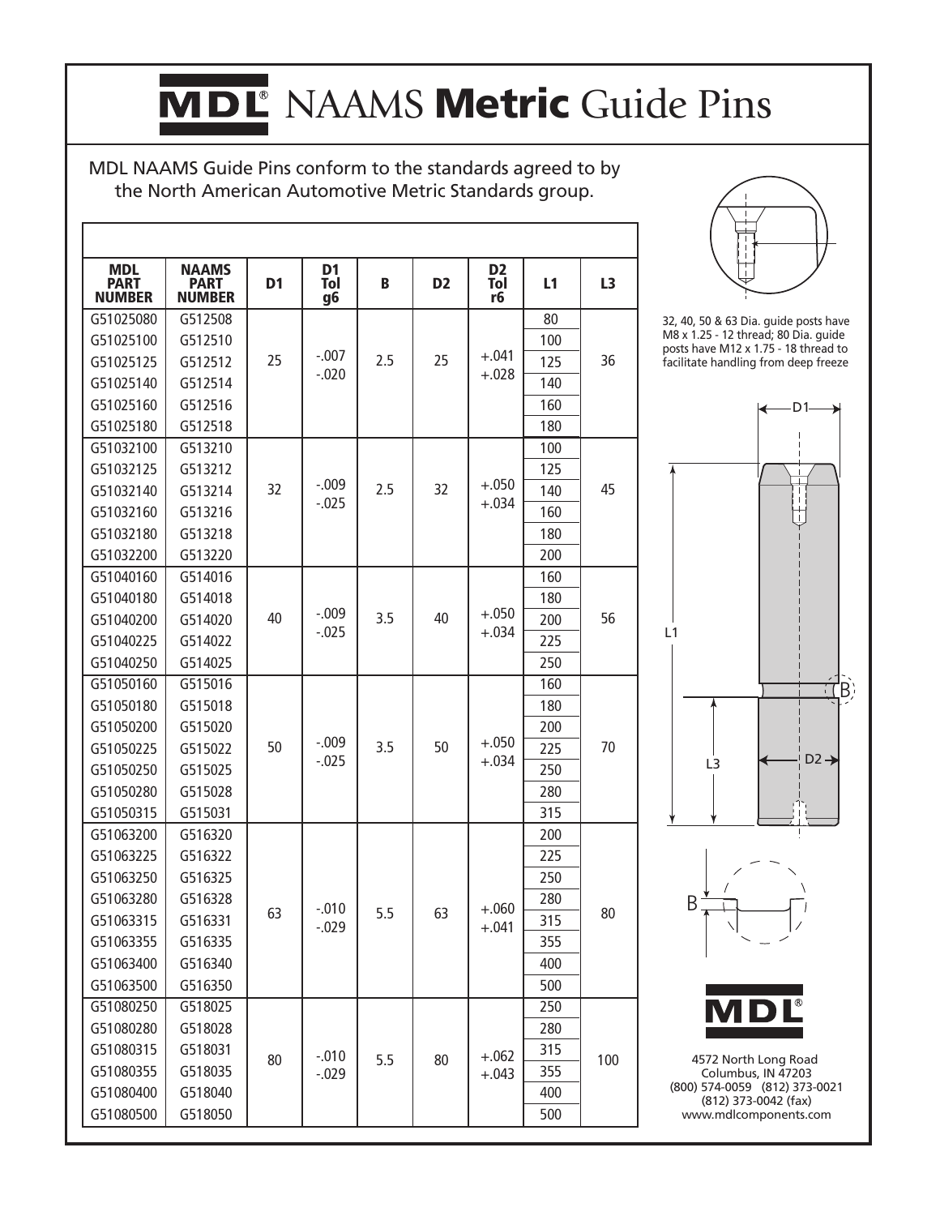# MDL® NAAMS **Metric** Guide Pins

MDL NAAMS Guide Pins conform to the standards agreed to by the North American Automotive Metric Standards group.

| MDL PART NUMBER | NAAMS PART NUMBER | D1 | D1 Tol g6 | B | D2 | D2 Tol r6 | L1 | L3 |
|---|---|---|---|---|---|---|---|---|
| G51025080 | G512508 | 25 | -.007 -.020 | 2.5 | 25 | +.041 +.028 | 80 | 36 |
| G51025100 | G512510 | | | | | | 100 | |
| G51025125 | G512512 | | | | | | 125 | |
| G51025140 | G512514 | | | | | | 140 | |
| G51025160 | G512516 | | | | | | 160 | |
| G51025180 | G512518 | | | | | | 180 | |
| G51032100 | G513210 | 32 | -.009 -.025 | 2.5 | 32 | +.050 +.034 | 100 | 45 |
| G51032125 | G513212 | | | | | | 125 | |
| G51032140 | G513214 | | | | | | 140 | |
| G51032160 | G513216 | | | | | | 160 | |
| G51032180 | G513218 | | | | | | 180 | |
| G51032200 | G513220 | | | | | | 200 | |
| G51040160 | G514016 | 40 | -.009 -.025 | 3.5 | 40 | +.050 +.034 | 160 | 56 |
| G51040180 | G514018 | | | | | | 180 | |
| G51040200 | G514020 | | | | | | 200 | |
| G51040225 | G514022 | | | | | | 225 | |
| G51040250 | G514025 | | | | | | 250 | |
| G51050160 | G515016 | 50 | -.009 -.025 | 3.5 | 50 | +.050 +.034 | 160 | 70 |
| G51050180 | G515018 | | | | | | 180 | |
| G51050200 | G515020 | | | | | | 200 | |
| G51050225 | G515022 | | | | | | 225 | |
| G51050250 | G515025 | | | | | | 250 | |
| G51050280 | G515028 | | | | | | 280 | |
| G51050315 | G515031 | | | | | | 315 | |
| G51063200 | G516320 | 63 | -.010 -.029 | 5.5 | 63 | +.060 +.041 | 200 | 80 |
| G51063225 | G516322 | | | | | | 225 | |
| G51063250 | G516325 | | | | | | 250 | |
| G51063280 | G516328 | | | | | | 280 | |
| G51063315 | G516331 | | | | | | 315 | |
| G51063355 | G516335 | | | | | | 355 | |
| G51063400 | G516340 | | | | | | 400 | |
| G51063500 | G516350 | | | | | | 500 | |
| G51080250 | G518025 | 80 | -.010 -.029 | 5.5 | 80 | +.062 +.043 | 250 | 100 |
| G51080280 | G518028 | | | | | | 280 | |
| G51080315 | G518031 | | | | | | 315 | |
| G51080355 | G518035 | | | | | | 355 | |
| G51080400 | G518040 | | | | | | 400 | |
| G51080500 | G518050 | | | | | | 500 | |

32, 40, 50 & 63 Dia. guide posts have M8 x 1.25 - 12 thread; 80 Dia. guide posts have M12 x 1.75 - 18 thread to facilitate handling from deep freeze

D1

L1

B

L3

D2

B

MDL®

4572 North Long Road
Columbus, IN 47203
(800) 574-0059 (812) 373-0021
(812) 373-0042 (fax)
www.mdlcomponents.com